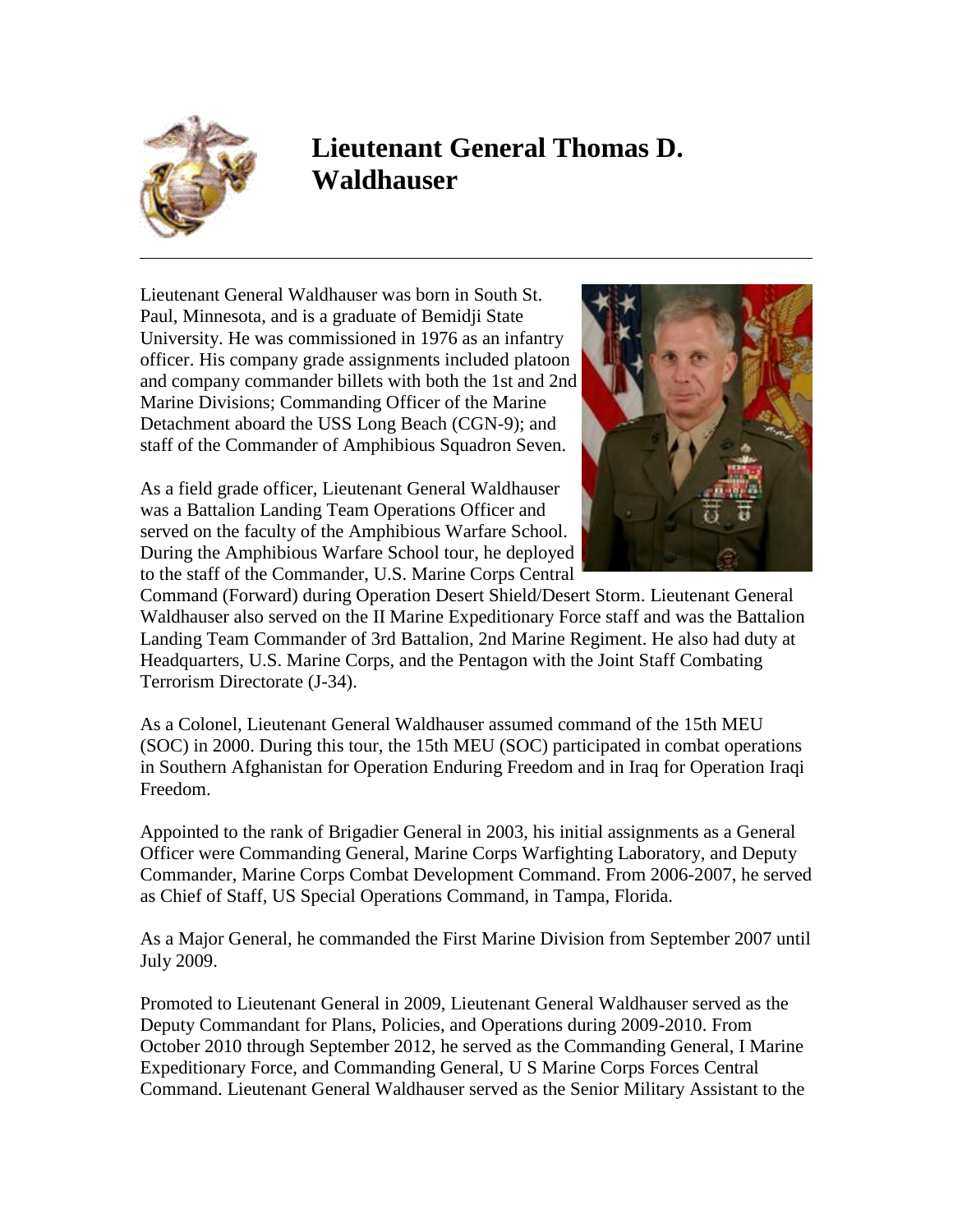# Lieutenant General Thomas D. Waldhauser

---

Lieutenant General Waldhauser was born in South St. Paul, Minnesota, and is a graduate of Bemidji State University. He was commissioned in 1976 as an infantry officer. His company grade assignments included platoon and company commander billets with both the 1st and 2nd Marine Divisions; Commanding Officer of the Marine Detachment aboard the USS Long Beach (CGN-9); and staff of the Commander of Amphibious Squadron Seven.

As a field grade officer, Lieutenant General Waldhauser was a Battalion Landing Team Operations Officer and served on the faculty of the Amphibious Warfare School. During the Amphibious Warfare School tour, he deployed to the staff of the Commander, U.S. Marine Corps Central Command (Forward) during Operation Desert Shield/Desert Storm. Lieutenant General Waldhauser also served on the II Marine Expeditionary Force staff and was the Battalion Landing Team Commander of 3rd Battalion, 2nd Marine Regiment. He also had duty at Headquarters, U.S. Marine Corps, and the Pentagon with the Joint Staff Combating Terrorism Directorate (J-34).

As a Colonel, Lieutenant General Waldhauser assumed command of the 15th MEU (SOC) in 2000. During this tour, the 15th MEU (SOC) participated in combat operations in Southern Afghanistan for Operation Enduring Freedom and in Iraq for Operation Iraqi Freedom.

Appointed to the rank of Brigadier General in 2003, his initial assignments as a General Officer were Commanding General, Marine Corps Warfighting Laboratory, and Deputy Commander, Marine Corps Combat Development Command. From 2006-2007, he served as Chief of Staff, US Special Operations Command, in Tampa, Florida.

As a Major General, he commanded the First Marine Division from September 2007 until July 2009.

Promoted to Lieutenant General in 2009, Lieutenant General Waldhauser served as the Deputy Commandant for Plans, Policies, and Operations during 2009-2010. From October 2010 through September 2012, he served as the Commanding General, I Marine Expeditionary Force, and Commanding General, U S Marine Corps Forces Central Command. Lieutenant General Waldhauser served as the Senior Military Assistant to the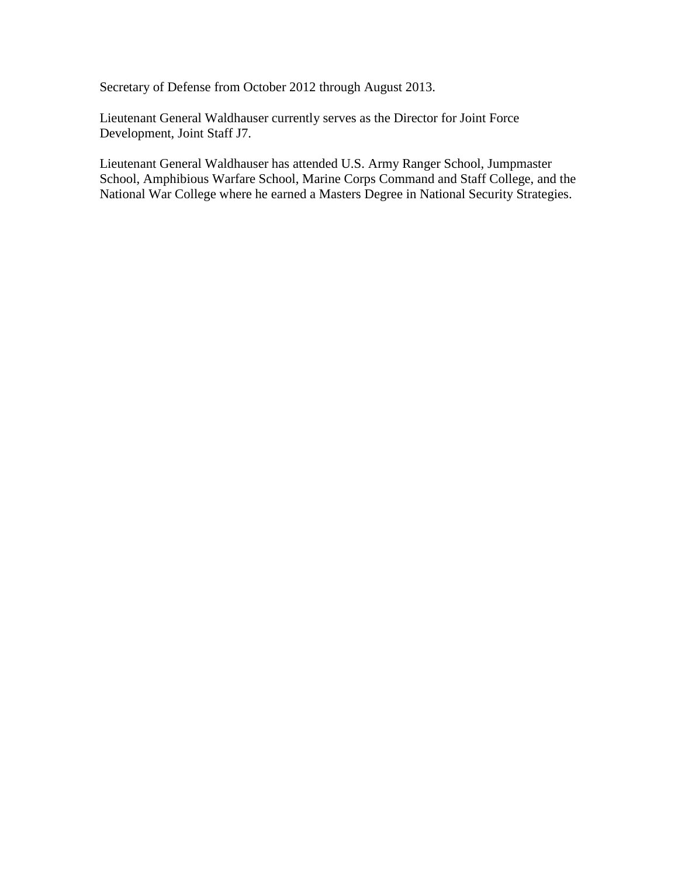Secretary of Defense from October 2012 through August 2013.

Lieutenant General Waldhauser currently serves as the Director for Joint Force Development, Joint Staff J7.

Lieutenant General Waldhauser has attended U.S. Army Ranger School, Jumpmaster School, Amphibious Warfare School, Marine Corps Command and Staff College, and the National War College where he earned a Masters Degree in National Security Strategies.